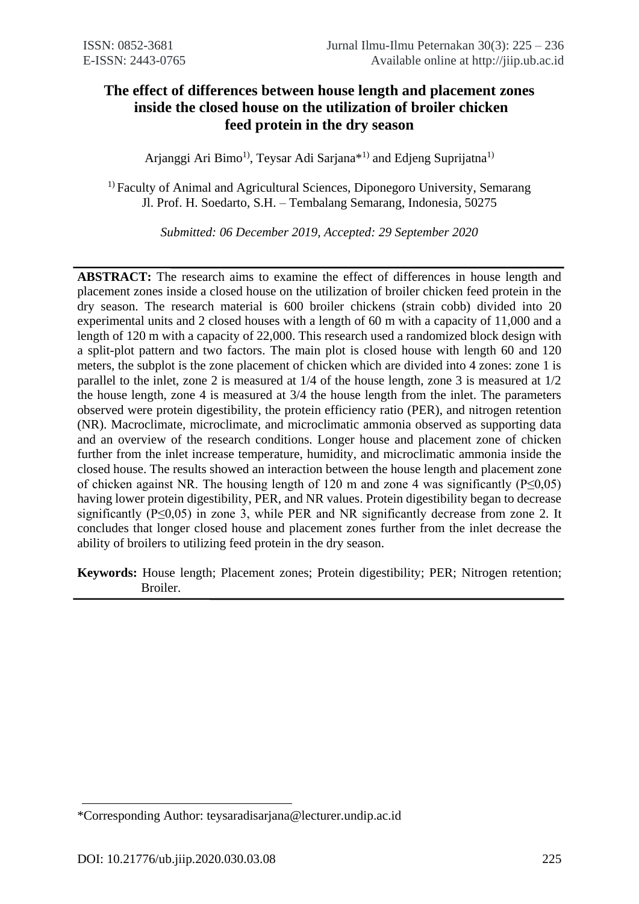# The effect of differences between house length and placement zones inside the closed house on the utilization of broiler chicken feed protein in the dry season

Arjanggi Ari Bimo[1], Teysar Adi Sarjana*[1] and Edjeng Suprijatna[1]

[1] Faculty of Animal and Agricultural Sciences, Diponegoro University, Semarang
Jl. Prof. H. Soedarto, S.H. – Tembalang Semarang, Indonesia, 50275

*Submitted: 06 December 2019, Accepted: 29 September 2020*

**ABSTRACT:** The research aims to examine the effect of differences in house length and placement zones inside a closed house on the utilization of broiler chicken feed protein in the dry season. The research material is 600 broiler chickens (strain cobb) divided into 20 experimental units and 2 closed houses with a length of 60 m with a capacity of 11,000 and a length of 120 m with a capacity of 22,000. This research used a randomized block design with a split-plot pattern and two factors. The main plot is closed house with length 60 and 120 meters, the subplot is the zone placement of chicken which are divided into 4 zones: zone 1 is parallel to the inlet, zone 2 is measured at 1/4 of the house length, zone 3 is measured at 1/2 the house length, zone 4 is measured at 3/4 the house length from the inlet. The parameters observed were protein digestibility, the protein efficiency ratio (PER), and nitrogen retention (NR). Macroclimate, microclimate, and microclimatic ammonia observed as supporting data and an overview of the research conditions. Longer house and placement zone of chicken further from the inlet increase temperature, humidity, and microclimatic ammonia inside the closed house. The results showed an interaction between the house length and placement zone of chicken against NR. The housing length of 120 m and zone 4 was significantly ($P \leq 0,05$) having lower protein digestibility, PER, and NR values. Protein digestibility began to decrease significantly ($P \leq 0,05$) in zone 3, while PER and NR significantly decrease from zone 2. It concludes that longer closed house and placement zones further from the inlet decrease the ability of broilers to utilizing feed protein in the dry season.

**Keywords:** House length; Placement zones; Protein digestibility; PER; Nitrogen retention; Broiler.

---

*Corresponding Author: teysaradisarjana@lecturer.undip.ac.id

DOI: 10.21776/ub.jiip.2020.030.03.08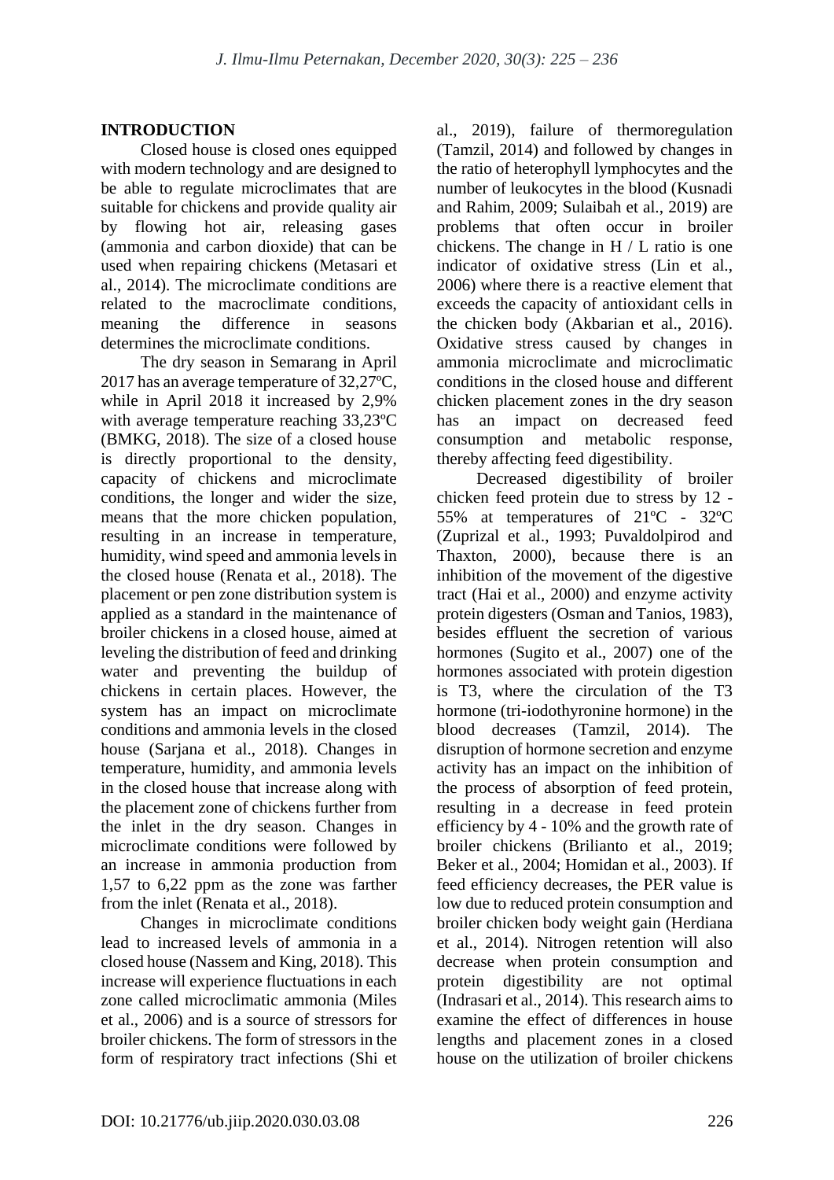## INTRODUCTION

Closed house is closed ones equipped with modern technology and are designed to be able to regulate microclimates that are suitable for chickens and provide quality air by flowing hot air, releasing gases (ammonia and carbon dioxide) that can be used when repairing chickens (Metasari et al., 2014). The microclimate conditions are related to the macroclimate conditions, meaning the difference in seasons determines the microclimate conditions.

The dry season in Semarang in April 2017 has an average temperature of 32,27ºC, while in April 2018 it increased by 2,9% with average temperature reaching 33,23ºC (BMKG, 2018). The size of a closed house is directly proportional to the density, capacity of chickens and microclimate conditions, the longer and wider the size, means that the more chicken population, resulting in an increase in temperature, humidity, wind speed and ammonia levels in the closed house (Renata et al., 2018). The placement or pen zone distribution system is applied as a standard in the maintenance of broiler chickens in a closed house, aimed at leveling the distribution of feed and drinking water and preventing the buildup of chickens in certain places. However, the system has an impact on microclimate conditions and ammonia levels in the closed house (Sarjana et al., 2018). Changes in temperature, humidity, and ammonia levels in the closed house that increase along with the placement zone of chickens further from the inlet in the dry season. Changes in microclimate conditions were followed by an increase in ammonia production from 1,57 to 6,22 ppm as the zone was farther from the inlet (Renata et al., 2018).

Changes in microclimate conditions lead to increased levels of ammonia in a closed house (Nassem and King, 2018). This increase will experience fluctuations in each zone called microclimatic ammonia (Miles et al., 2006) and is a source of stressors for broiler chickens. The form of stressors in the form of respiratory tract infections (Shi et al., 2019), failure of thermoregulation (Tamzil, 2014) and followed by changes in the ratio of heterophyll lymphocytes and the number of leukocytes in the blood (Kusnadi and Rahim, 2009; Sulaibah et al., 2019) are problems that often occur in broiler chickens. The change in H / L ratio is one indicator of oxidative stress (Lin et al., 2006) where there is a reactive element that exceeds the capacity of antioxidant cells in the chicken body (Akbarian et al., 2016). Oxidative stress caused by changes in ammonia microclimate and microclimatic conditions in the closed house and different chicken placement zones in the dry season has an impact on decreased feed consumption and metabolic response, thereby affecting feed digestibility.

Decreased digestibility of broiler chicken feed protein due to stress by 12 - 55% at temperatures of 21ºC - 32ºC (Zuprizal et al., 1993; Puvaldolpirod and Thaxton, 2000), because there is an inhibition of the movement of the digestive tract (Hai et al., 2000) and enzyme activity protein digesters (Osman and Tanios, 1983), besides effluent the secretion of various hormones (Sugito et al., 2007) one of the hormones associated with protein digestion is T3, where the circulation of the T3 hormone (tri-iodothyronine hormone) in the blood decreases (Tamzil, 2014). The disruption of hormone secretion and enzyme activity has an impact on the inhibition of the process of absorption of feed protein, resulting in a decrease in feed protein efficiency by 4 - 10% and the growth rate of broiler chickens (Brilianto et al., 2019; Beker et al., 2004; Homidan et al., 2003). If feed efficiency decreases, the PER value is low due to reduced protein consumption and broiler chicken body weight gain (Herdiana et al., 2014). Nitrogen retention will also decrease when protein consumption and protein digestibility are not optimal (Indrasari et al., 2014). This research aims to examine the effect of differences in house lengths and placement zones in a closed house on the utilization of broiler chickens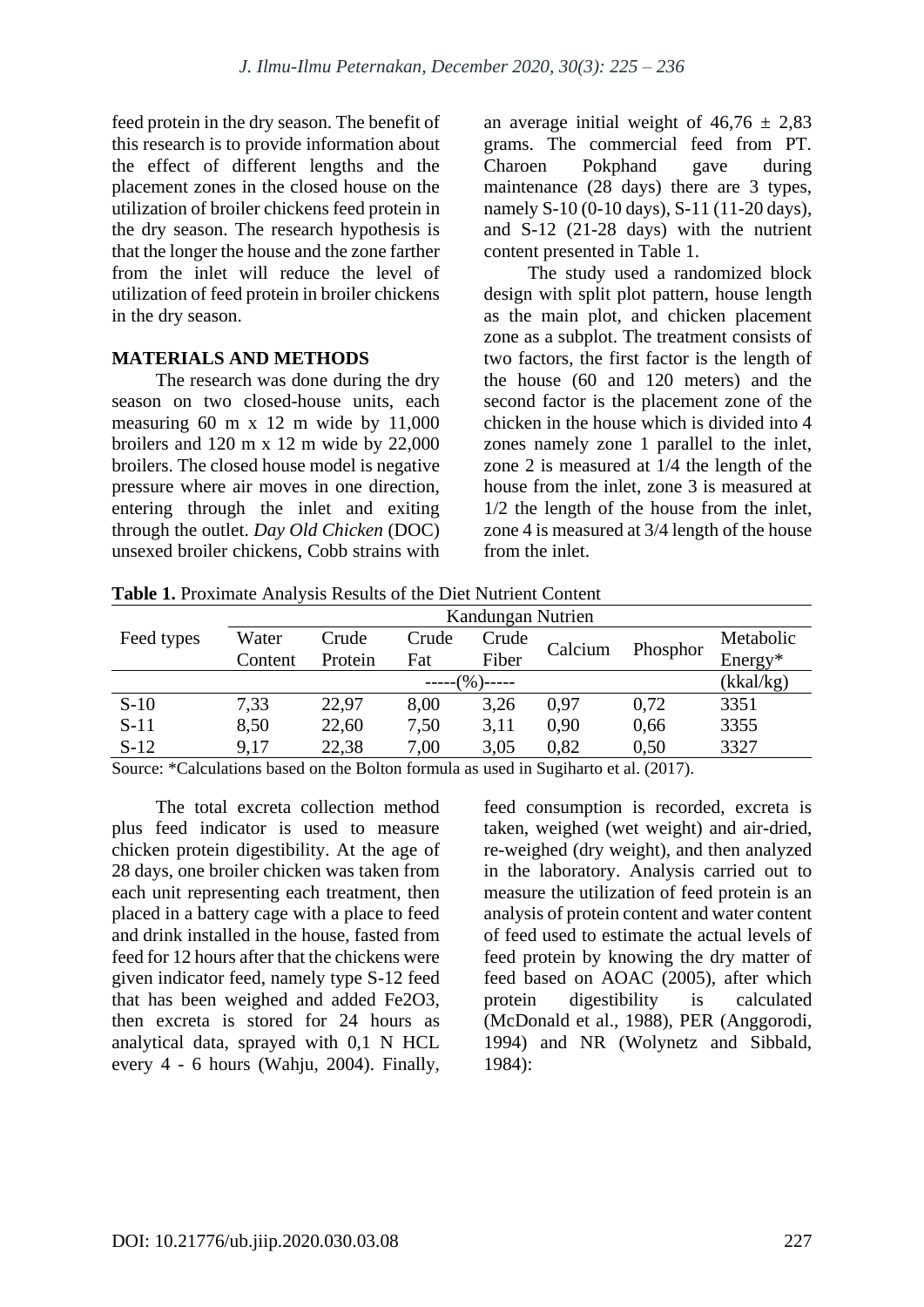feed protein in the dry season. The benefit of this research is to provide information about the effect of different lengths and the placement zones in the closed house on the utilization of broiler chickens feed protein in the dry season. The research hypothesis is that the longer the house and the zone farther from the inlet will reduce the level of utilization of feed protein in broiler chickens in the dry season.

## MATERIALS AND METHODS

The research was done during the dry season on two closed-house units, each measuring 60 m x 12 m wide by 11,000 broilers and 120 m x 12 m wide by 22,000 broilers. The closed house model is negative pressure where air moves in one direction, entering through the inlet and exiting through the outlet. *Day Old Chicken* (DOC) unsexed broiler chickens, Cobb strains with an average initial weight of 46,76 ± 2,83 grams. The commercial feed from PT. Charoen Pokphand gave during maintenance (28 days) there are 3 types, namely S-10 (0-10 days), S-11 (11-20 days), and S-12 (21-28 days) with the nutrient content presented in Table 1.

The study used a randomized block design with split plot pattern, house length as the main plot, and chicken placement zone as a subplot. The treatment consists of two factors, the first factor is the length of the house (60 and 120 meters) and the second factor is the placement zone of the chicken in the house which is divided into 4 zones namely zone 1 parallel to the inlet, zone 2 is measured at 1/4 the length of the house from the inlet, zone 3 is measured at 1/2 the length of the house from the inlet, zone 4 is measured at 3/4 length of the house from the inlet.

**Table 1.** Proximate Analysis Results of the Diet Nutrient Content

| Feed types | Kandungan Nutrien | | | | | | |
|---|---|---|---|---|---|---|---|
| | Water Content | Crude Protein | Crude Fat | Crude Fiber | Calcium | Phosphor | Metabolic Energy* |
| | -----(%)----- | | | | | | (kkal/kg) |
| S-10 | 7,33 | 22,97 | 8,00 | 3,26 | 0,97 | 0,72 | 3351 |
| S-11 | 8,50 | 22,60 | 7,50 | 3,11 | 0,90 | 0,66 | 3355 |
| S-12 | 9,17 | 22,38 | 7,00 | 3,05 | 0,82 | 0,50 | 3327 |

Source: *Calculations based on the Bolton formula as used in Sugiharto et al. (2017).

The total excreta collection method plus feed indicator is used to measure chicken protein digestibility. At the age of 28 days, one broiler chicken was taken from each unit representing each treatment, then placed in a battery cage with a place to feed and drink installed in the house, fasted from feed for 12 hours after that the chickens were given indicator feed, namely type S-12 feed that has been weighed and added $Fe_2O_3$, then excreta is stored for 24 hours as analytical data, sprayed with 0,1 N HCL every 4 - 6 hours (Wahju, 2004). Finally, feed consumption is recorded, excreta is taken, weighed (wet weight) and air-dried, re-weighed (dry weight), and then analyzed in the laboratory. Analysis carried out to measure the utilization of feed protein is an analysis of protein content and water content of feed used to estimate the actual levels of feed protein by knowing the dry matter of feed based on AOAC (2005), after which protein digestibility is calculated (McDonald et al., 1988), PER (Anggorodi, 1994) and NR (Wolynetz and Sibbald, 1984):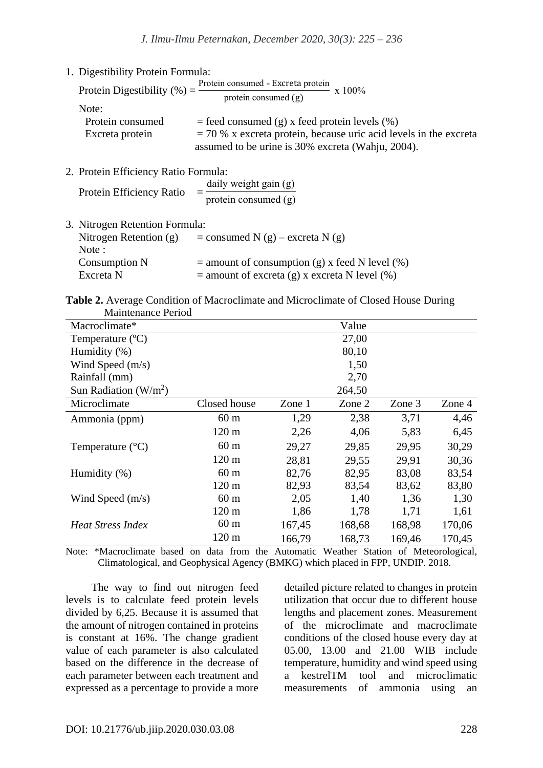1. Digestibility Protein Formula:

$$\text{Protein Digestibility (\%)} = \frac{\text{Protein consumed - Excreta protein}}{\text{protein consumed (g)}} \times 100\%$$

Note:

Protein consumed = feed consumed (g) x feed protein levels (%)

Excreta protein = 70 % x excreta protein, because uric acid levels in the excreta assumed to be urine is 30% excreta (Wahju, 2004).

2. Protein Efficiency Ratio Formula:

$$\text{Protein Efficiency Ratio} = \frac{\text{daily weight gain (g)}}{\text{protein consumed (g)}}$$

3. Nitrogen Retention Formula:

Nitrogen Retention (g) = consumed N (g) – excreta N (g)

Note :

Consumption N = amount of consumption (g) x feed N level (%)

Excreta N = amount of excreta (g) x excreta N level (%)

**Table 2.** Average Condition of Macroclimate and Microclimate of Closed House During Maintenance Period

| Macroclimate* | | | Value | | |
|---|---|---|---|---|---|
| Temperature (ºC) | | | 27,00 | | |
| Humidity (%) | | | 80,10 | | |
| Wind Speed (m/s) | | | 1,50 | | |
| Rainfall (mm) | | | 2,70 | | |
| Sun Radiation ($W/m^2$) | | | 264,50 | | |
| Microclimate | Closed house | Zone 1 | Zone 2 | Zone 3 | Zone 4 |
| Ammonia (ppm) | 60 m | 1,29 | 2,38 | 3,71 | 4,46 |
| | 120 m | 2,26 | 4,06 | 5,83 | 6,45 |
| Temperature (°C) | 60 m | 29,27 | 29,85 | 29,95 | 30,29 |
| | 120 m | 28,81 | 29,55 | 29,91 | 30,36 |
| Humidity (%) | 60 m | 82,76 | 82,95 | 83,08 | 83,54 |
| | 120 m | 82,93 | 83,54 | 83,62 | 83,80 |
| Wind Speed (m/s) | 60 m | 2,05 | 1,40 | 1,36 | 1,30 |
| | 120 m | 1,86 | 1,78 | 1,71 | 1,61 |
| *Heat Stress Index* | 60 m | 167,45 | 168,68 | 168,98 | 170,06 |
| | 120 m | 166,79 | 168,73 | 169,46 | 170,45 |

Note: *Macroclimate based on data from the Automatic Weather Station of Meteorological, Climatological, and Geophysical Agency (BMKG) which placed in FPP, UNDIP. 2018.

The way to find out nitrogen feed levels is to calculate feed protein levels divided by 6,25. Because it is assumed that the amount of nitrogen contained in proteins is constant at 16%. The change gradient value of each parameter is also calculated based on the difference in the decrease of each parameter between each treatment and expressed as a percentage to provide a more detailed picture related to changes in protein utilization that occur due to different house lengths and placement zones. Measurement of the microclimate and macroclimate conditions of the closed house every day at 05.00, 13.00 and 21.00 WIB include temperature, humidity and wind speed using a kestrelTM tool and microclimatic measurements of ammonia using an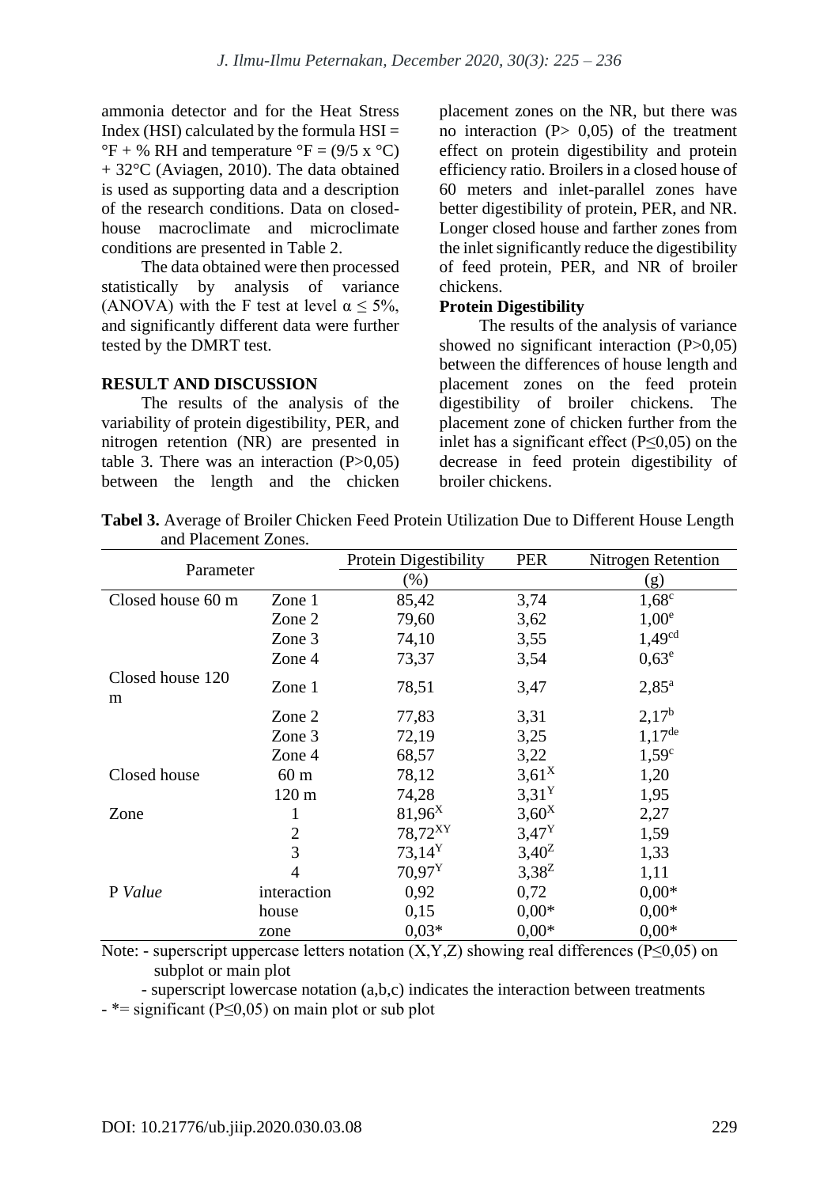ammonia detector and for the Heat Stress Index (HSI) calculated by the formula HSI = °F + % RH and temperature °F = (9/5 x °C) + 32°C (Aviagen, 2010). The data obtained is used as supporting data and a description of the research conditions. Data on closed-house macroclimate and microclimate conditions are presented in Table 2.

The data obtained were then processed statistically by analysis of variance (ANOVA) with the F test at level $\alpha \leq 5\%$, and significantly different data were further tested by the DMRT test.

## RESULT AND DISCUSSION

The results of the analysis of the variability of protein digestibility, PER, and nitrogen retention (NR) are presented in table 3. There was an interaction (P>0,05) between the length and the chicken placement zones on the NR, but there was no interaction (P> 0,05) of the treatment effect on protein digestibility and protein efficiency ratio. Broilers in a closed house of 60 meters and inlet-parallel zones have better digestibility of protein, PER, and NR. Longer closed house and farther zones from the inlet significantly reduce the digestibility of feed protein, PER, and NR of broiler chickens.

### Protein Digestibility

The results of the analysis of variance showed no significant interaction (P>0,05) between the differences of house length and placement zones on the feed protein digestibility of broiler chickens. The placement zone of chicken further from the inlet has a significant effect (P≤0,05) on the decrease in feed protein digestibility of broiler chickens.

**Tabel 3.** Average of Broiler Chicken Feed Protein Utilization Due to Different House Length and Placement Zones.

| Parameter | | Protein Digestibility | PER | Nitrogen Retention |
|---|---|---|---|---|
| | | (%) | | (g) |
| Closed house 60 m | Zone 1 | 85,42 | 3,74 | $1,68^{c}$ |
| | Zone 2 | 79,60 | 3,62 | $1,00^{e}$ |
| | Zone 3 | 74,10 | 3,55 | $1,49^{cd}$ |
| | Zone 4 | 73,37 | 3,54 | $0,63^{e}$ |
| Closed house 120 m | Zone 1 | 78,51 | 3,47 | $2,85^{a}$ |
| | Zone 2 | 77,83 | 3,31 | $2,17^{b}$ |
| | Zone 3 | 72,19 | 3,25 | $1,17^{de}$ |
| | Zone 4 | 68,57 | 3,22 | $1,59^{c}$ |
| Closed house | 60 m | 78,12 | $3,61^{X}$ | 1,20 |
| | 120 m | 74,28 | $3,31^{Y}$ | 1,95 |
| Zone | 1 | $81,96^{X}$ | $3,60^{X}$ | 2,27 |
| | 2 | $78,72^{XY}$ | $3,47^{Y}$ | 1,59 |
| | 3 | $73,14^{Y}$ | $3,40^{Z}$ | 1,33 |
| | 4 | $70,97^{Y}$ | $3,38^{Z}$ | 1,11 |
| P *Value* | interaction | 0,92 | 0,72 | 0,00* |
| | house | 0,15 | 0,00* | 0,00* |
| | zone | 0,03* | 0,00* | 0,00* |

Note: - superscript uppercase letters notation (X,Y,Z) showing real differences (P≤0,05) on subplot or main plot

- superscript lowercase notation (a,b,c) indicates the interaction between treatments

- *= significant (P≤0,05) on main plot or sub plot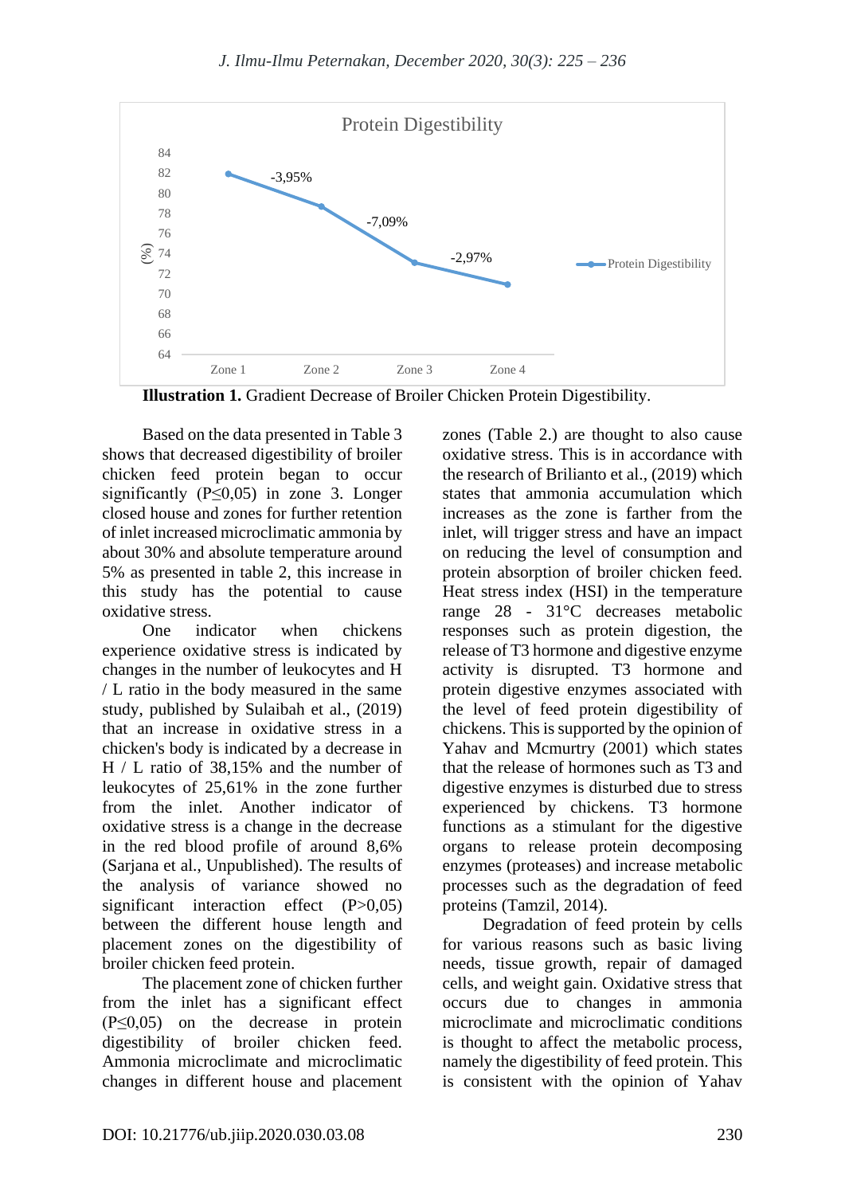Illustration 1. Gradient Decrease of Broiler Chicken Protein Digestibility.

Based on the data presented in Table 3 shows that decreased digestibility of broiler chicken feed protein began to occur significantly (P≤0,05) in zone 3. Longer closed house and zones for further retention of inlet increased microclimatic ammonia by about 30% and absolute temperature around 5% as presented in table 2, this increase in this study has the potential to cause oxidative stress.

One indicator when chickens experience oxidative stress is indicated by changes in the number of leukocytes and H / L ratio in the body measured in the same study, published by Sulaibah et al., (2019) that an increase in oxidative stress in a chicken's body is indicated by a decrease in H / L ratio of 38,15% and the number of leukocytes of 25,61% in the zone further from the inlet. Another indicator of oxidative stress is a change in the decrease in the red blood profile of around 8,6% (Sarjana et al., Unpublished). The results of the analysis of variance showed no significant interaction effect (P>0,05) between the different house length and placement zones on the digestibility of broiler chicken feed protein.

The placement zone of chicken further from the inlet has a significant effect (P≤0,05) on the decrease in protein digestibility of broiler chicken feed. Ammonia microclimate and microclimatic changes in different house and placement zones (Table 2.) are thought to also cause oxidative stress. This is in accordance with the research of Brilianto et al., (2019) which states that ammonia accumulation which increases as the zone is farther from the inlet, will trigger stress and have an impact on reducing the level of consumption and protein absorption of broiler chicken feed. Heat stress index (HSI) in the temperature range 28 - 31°C decreases metabolic responses such as protein digestion, the release of T3 hormone and digestive enzyme activity is disrupted. T3 hormone and protein digestive enzymes associated with the level of feed protein digestibility of chickens. This is supported by the opinion of Yahav and Mcmurtry (2001) which states that the release of hormones such as T3 and digestive enzymes is disturbed due to stress experienced by chickens. T3 hormone functions as a stimulant for the digestive organs to release protein decomposing enzymes (proteases) and increase metabolic processes such as the degradation of feed proteins (Tamzil, 2014).

Degradation of feed protein by cells for various reasons such as basic living needs, tissue growth, repair of damaged cells, and weight gain. Oxidative stress that occurs due to changes in ammonia microclimate and microclimatic conditions is thought to affect the metabolic process, namely the digestibility of feed protein. This is consistent with the opinion of Yahav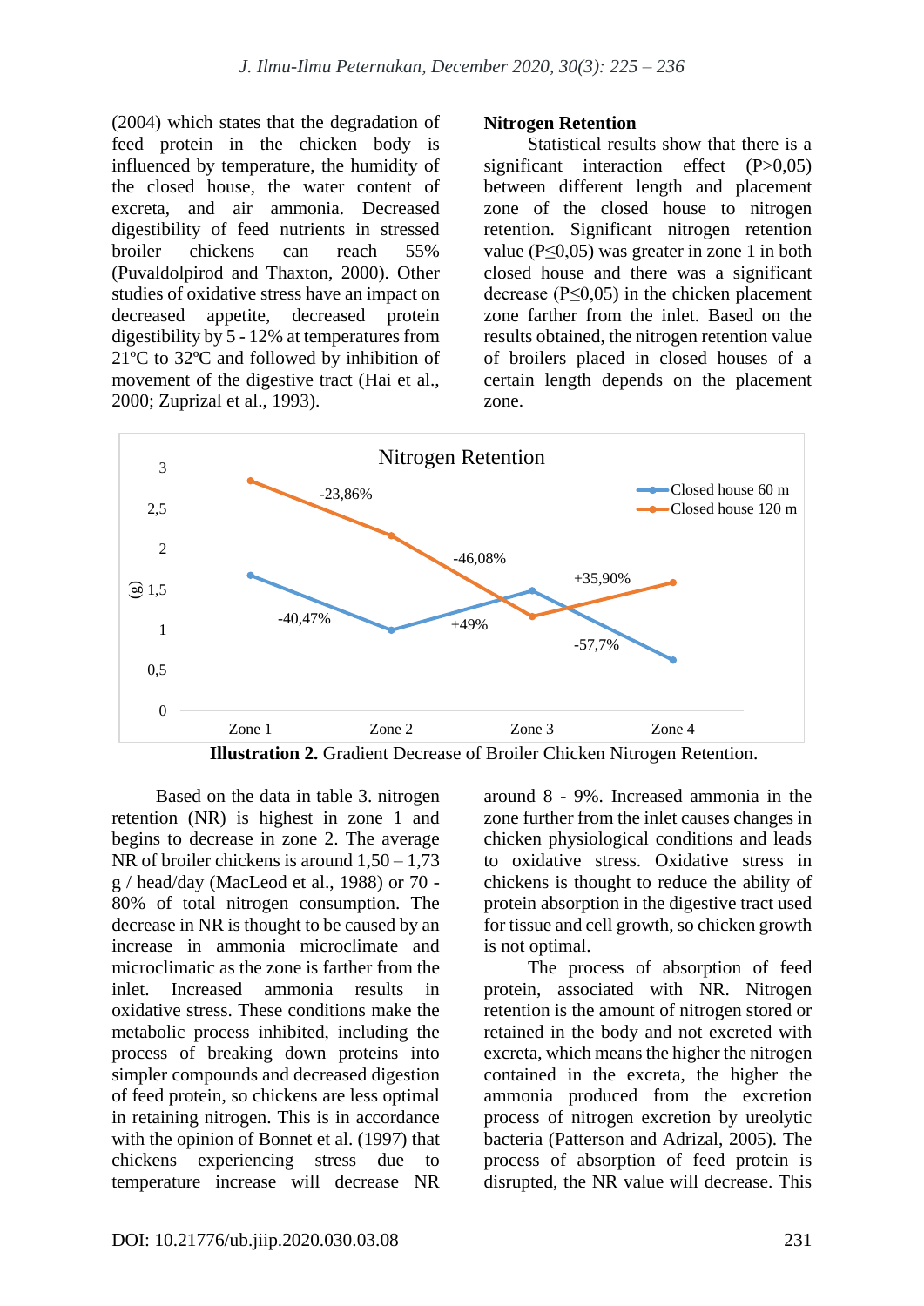(2004) which states that the degradation of feed protein in the chicken body is influenced by temperature, the humidity of the closed house, the water content of excreta, and air ammonia. Decreased digestibility of feed nutrients in stressed broiler chickens can reach 55% (Puvaldolpirod and Thaxton, 2000). Other studies of oxidative stress have an impact on decreased appetite, decreased protein digestibility by 5 - 12% at temperatures from 21ºC to 32ºC and followed by inhibition of movement of the digestive tract (Hai et al., 2000; Zuprizal et al., 1993).

**Nitrogen Retention**

Statistical results show that there is a significant interaction effect (P>0,05) between different length and placement zone of the closed house to nitrogen retention. Significant nitrogen retention value (P≤0,05) was greater in zone 1 in both closed house and there was a significant decrease (P≤0,05) in the chicken placement zone farther from the inlet. Based on the results obtained, the nitrogen retention value of broilers placed in closed houses of a certain length depends on the placement zone.

**Illustration 2.** Gradient Decrease of Broiler Chicken Nitrogen Retention.

Based on the data in table 3. nitrogen retention (NR) is highest in zone 1 and begins to decrease in zone 2. The average NR of broiler chickens is around 1,50 – 1,73 g / head/day (MacLeod et al., 1988) or 70 - 80% of total nitrogen consumption. The decrease in NR is thought to be caused by an increase in ammonia microclimate and microclimatic as the zone is farther from the inlet. Increased ammonia results in oxidative stress. These conditions make the metabolic process inhibited, including the process of breaking down proteins into simpler compounds and decreased digestion of feed protein, so chickens are less optimal in retaining nitrogen. This is in accordance with the opinion of Bonnet et al. (1997) that chickens experiencing stress due to temperature increase will decrease NR around 8 - 9%. Increased ammonia in the zone further from the inlet causes changes in chicken physiological conditions and leads to oxidative stress. Oxidative stress in chickens is thought to reduce the ability of protein absorption in the digestive tract used for tissue and cell growth, so chicken growth is not optimal.

The process of absorption of feed protein, associated with NR. Nitrogen retention is the amount of nitrogen stored or retained in the body and not excreted with excreta, which means the higher the nitrogen contained in the excreta, the higher the ammonia produced from the excretion process of nitrogen excretion by ureolytic bacteria (Patterson and Adrizal, 2005). The process of absorption of feed protein is disrupted, the NR value will decrease. This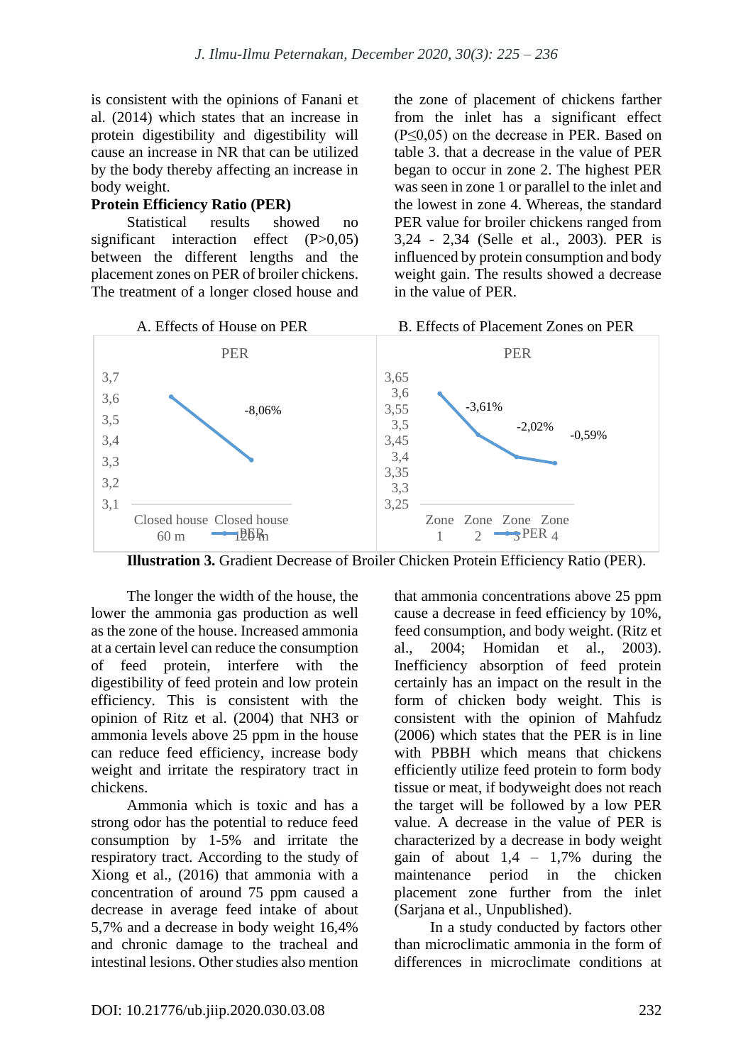is consistent with the opinions of Fanani et al. (2014) which states that an increase in protein digestibility and digestibility will cause an increase in NR that can be utilized by the body thereby affecting an increase in body weight.

**Protein Efficiency Ratio (PER)**

Statistical results showed no significant interaction effect (P>0,05) between the different lengths and the placement zones on PER of broiler chickens. The treatment of a longer closed house and the zone of placement of chickens farther from the inlet has a significant effect (P≤0,05) on the decrease in PER. Based on table 3. that a decrease in the value of PER began to occur in zone 2. The highest PER was seen in zone 1 or parallel to the inlet and the lowest in zone 4. Whereas, the standard PER value for broiler chickens ranged from 3,24 - 2,34 (Selle et al., 2003). PER is influenced by protein consumption and body weight gain. The results showed a decrease in the value of PER.

A. Effects of House on PER — B. Effects of Placement Zones on PER

**Illustration 3.** Gradient Decrease of Broiler Chicken Protein Efficiency Ratio (PER).

The longer the width of the house, the lower the ammonia gas production as well as the zone of the house. Increased ammonia at a certain level can reduce the consumption of feed protein, interfere with the digestibility of feed protein and low protein efficiency. This is consistent with the opinion of Ritz et al. (2004) that NH3 or ammonia levels above 25 ppm in the house can reduce feed efficiency, increase body weight and irritate the respiratory tract in chickens.

Ammonia which is toxic and has a strong odor has the potential to reduce feed consumption by 1-5% and irritate the respiratory tract. According to the study of Xiong et al., (2016) that ammonia with a concentration of around 75 ppm caused a decrease in average feed intake of about 5,7% and a decrease in body weight 16,4% and chronic damage to the tracheal and intestinal lesions. Other studies also mention that ammonia concentrations above 25 ppm cause a decrease in feed efficiency by 10%, feed consumption, and body weight. (Ritz et al., 2004; Homidan et al., 2003). Inefficiency absorption of feed protein certainly has an impact on the result in the form of chicken body weight. This is consistent with the opinion of Mahfudz (2006) which states that the PER is in line with PBBH which means that chickens efficiently utilize feed protein to form body tissue or meat, if bodyweight does not reach the target will be followed by a low PER value. A decrease in the value of PER is characterized by a decrease in body weight gain of about 1,4 – 1,7% during the maintenance period in the chicken placement zone further from the inlet (Sarjana et al., Unpublished).

In a study conducted by factors other than microclimatic ammonia in the form of differences in microclimate conditions at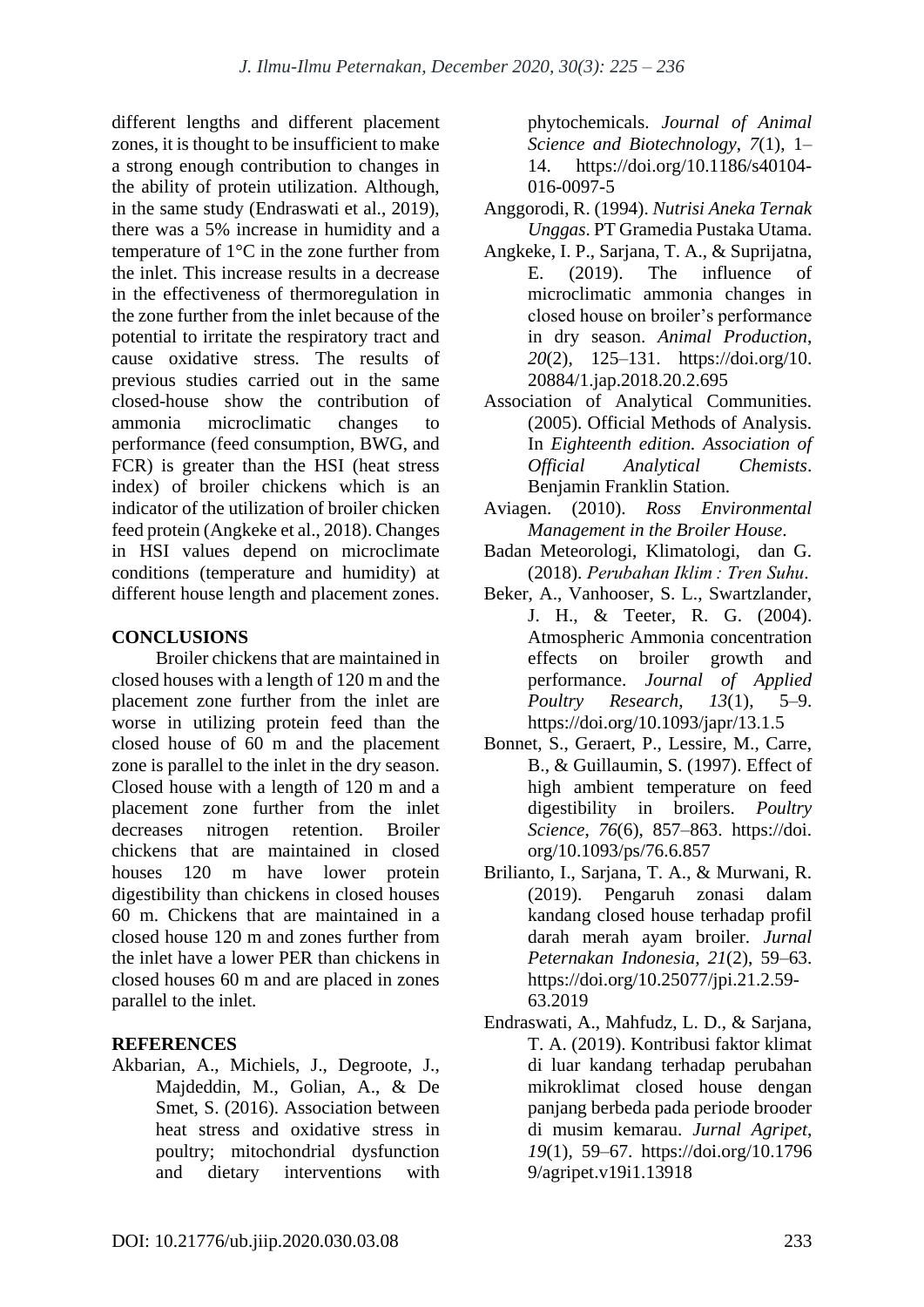different lengths and different placement zones, it is thought to be insufficient to make a strong enough contribution to changes in the ability of protein utilization. Although, in the same study (Endraswati et al., 2019), there was a 5% increase in humidity and a temperature of 1°C in the zone further from the inlet. This increase results in a decrease in the effectiveness of thermoregulation in the zone further from the inlet because of the potential to irritate the respiratory tract and cause oxidative stress. The results of previous studies carried out in the same closed-house show the contribution of ammonia microclimatic changes to performance (feed consumption, BWG, and FCR) is greater than the HSI (heat stress index) of broiler chickens which is an indicator of the utilization of broiler chicken feed protein (Angkeke et al., 2018). Changes in HSI values depend on microclimate conditions (temperature and humidity) at different house length and placement zones.

## CONCLUSIONS

Broiler chickens that are maintained in closed houses with a length of 120 m and the placement zone further from the inlet are worse in utilizing protein feed than the closed house of 60 m and the placement zone is parallel to the inlet in the dry season. Closed house with a length of 120 m and a placement zone further from the inlet decreases nitrogen retention. Broiler chickens that are maintained in closed houses 120 m have lower protein digestibility than chickens in closed houses 60 m. Chickens that are maintained in a closed house 120 m and zones further from the inlet have a lower PER than chickens in closed houses 60 m and are placed in zones parallel to the inlet.

## REFERENCES

Akbarian, A., Michiels, J., Degroote, J., Majdeddin, M., Golian, A., & De Smet, S. (2016). Association between heat stress and oxidative stress in poultry; mitochondrial dysfunction and dietary interventions with phytochemicals. *Journal of Animal Science and Biotechnology*, *7*(1), 1–14. https://doi.org/10.1186/s40104-016-0097-5

Anggorodi, R. (1994). *Nutrisi Aneka Ternak Unggas*. PT Gramedia Pustaka Utama.

Angkeke, I. P., Sarjana, T. A., & Suprijatna, E. (2019). The influence of microclimatic ammonia changes in closed house on broiler's performance in dry season. *Animal Production*, *20*(2), 125–131. https://doi.org/10.20884/1.jap.2018.20.2.695

Association of Analytical Communities. (2005). Official Methods of Analysis. In *Eighteenth edition. Association of Official Analytical Chemists*. Benjamin Franklin Station.

Aviagen. (2010). *Ross Environmental Management in the Broiler House*.

Badan Meteorologi, Klimatologi, dan G. (2018). *Perubahan Iklim : Tren Suhu*.

Beker, A., Vanhooser, S. L., Swartzlander, J. H., & Teeter, R. G. (2004). Atmospheric Ammonia concentration effects on broiler growth and performance. *Journal of Applied Poultry Research*, *13*(1), 5–9. https://doi.org/10.1093/japr/13.1.5

Bonnet, S., Geraert, P., Lessire, M., Carre, B., & Guillaumin, S. (1997). Effect of high ambient temperature on feed digestibility in broilers. *Poultry Science*, *76*(6), 857–863. https://doi.org/10.1093/ps/76.6.857

Brilianto, I., Sarjana, T. A., & Murwani, R. (2019). Pengaruh zonasi dalam kandang closed house terhadap profil darah merah ayam broiler. *Jurnal Peternakan Indonesia*, *21*(2), 59–63. https://doi.org/10.25077/jpi.21.2.59-63.2019

Endraswati, A., Mahfudz, L. D., & Sarjana, T. A. (2019). Kontribusi faktor klimat di luar kandang terhadap perubahan mikroklimat closed house dengan panjang berbeda pada periode brooder di musim kemarau. *Jurnal Agripet*, *19*(1), 59–67. https://doi.org/10.17969/agripet.v19i1.13918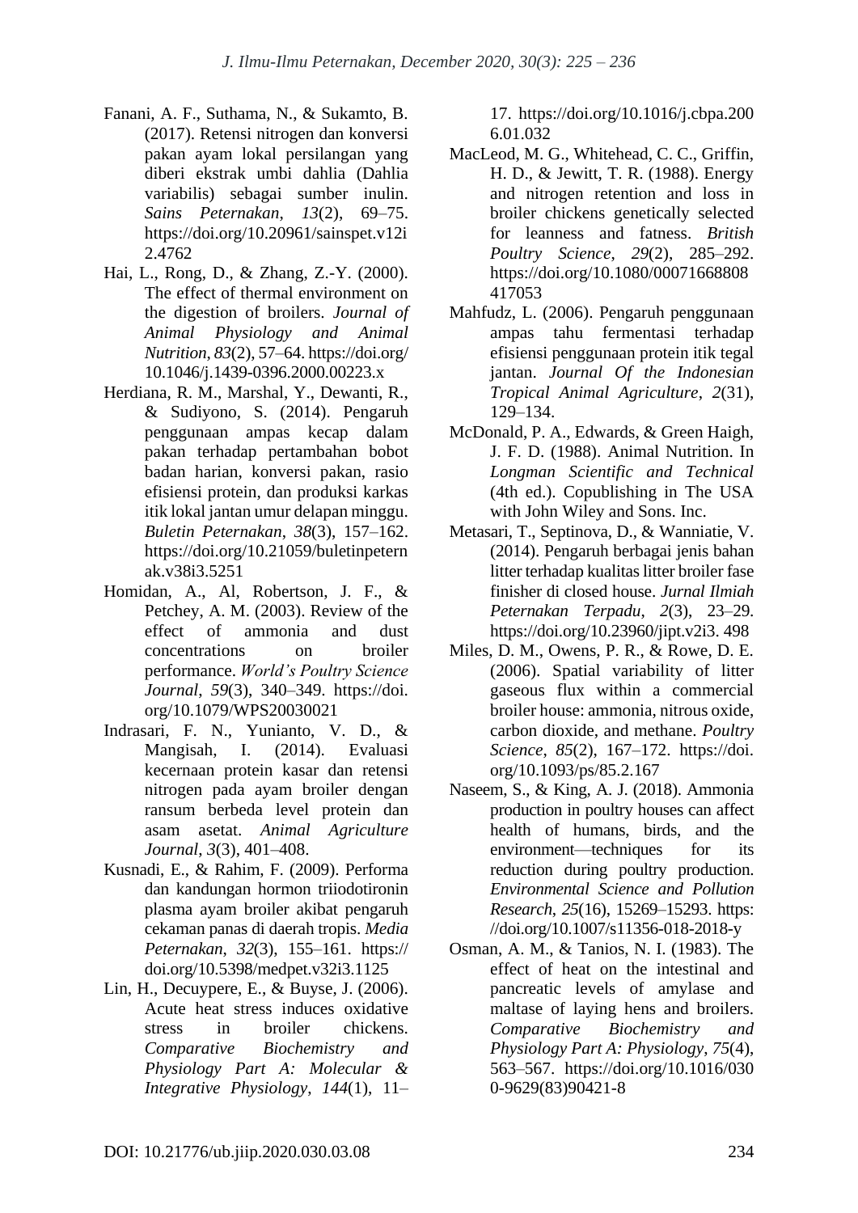Fanani, A. F., Suthama, N., & Sukamto, B. (2017). Retensi nitrogen dan konversi pakan ayam lokal persilangan yang diberi ekstrak umbi dahlia (Dahlia variabilis) sebagai sumber inulin. *Sains Peternakan*, *13*(2), 69–75. https://doi.org/10.20961/sainspet.v12i2.4762

Hai, L., Rong, D., & Zhang, Z.-Y. (2000). The effect of thermal environment on the digestion of broilers. *Journal of Animal Physiology and Animal Nutrition*, *83*(2), 57–64. https://doi.org/10.1046/j.1439-0396.2000.00223.x

Herdiana, R. M., Marshal, Y., Dewanti, R., & Sudiyono, S. (2014). Pengaruh penggunaan ampas kecap dalam pakan terhadap pertambahan bobot badan harian, konversi pakan, rasio efisiensi protein, dan produksi karkas itik lokal jantan umur delapan minggu. *Buletin Peternakan*, *38*(3), 157–162. https://doi.org/10.21059/buletinpeternak.v38i3.5251

Homidan, A., Al, Robertson, J. F., & Petchey, A. M. (2003). Review of the effect of ammonia and dust concentrations on broiler performance. *World's Poultry Science Journal*, *59*(3), 340–349. https://doi.org/10.1079/WPS20030021

Indrasari, F. N., Yunianto, V. D., & Mangisah, I. (2014). Evaluasi kecernaan protein kasar dan retensi nitrogen pada ayam broiler dengan ransum berbeda level protein dan asam asetat. *Animal Agriculture Journal*, *3*(3), 401–408.

Kusnadi, E., & Rahim, F. (2009). Performa dan kandungan hormon triiodotironin plasma ayam broiler akibat pengaruh cekaman panas di daerah tropis. *Media Peternakan*, *32*(3), 155–161. https://doi.org/10.5398/medpet.v32i3.1125

Lin, H., Decuypere, E., & Buyse, J. (2006). Acute heat stress induces oxidative stress in broiler chickens. *Comparative Biochemistry and Physiology Part A: Molecular & Integrative Physiology*, *144*(1), 11–17. https://doi.org/10.1016/j.cbpa.2006.01.032

MacLeod, M. G., Whitehead, C. C., Griffin, H. D., & Jewitt, T. R. (1988). Energy and nitrogen retention and loss in broiler chickens genetically selected for leanness and fatness. *British Poultry Science*, *29*(2), 285–292. https://doi.org/10.1080/00071668808417053

Mahfudz, L. (2006). Pengaruh penggunaan ampas tahu fermentasi terhadap efisiensi penggunaan protein itik tegal jantan. *Journal Of the Indonesian Tropical Animal Agriculture*, *2*(31), 129–134.

McDonald, P. A., Edwards, & Green Haigh, J. F. D. (1988). Animal Nutrition. In *Longman Scientific and Technical* (4th ed.). Copublishing in The USA with John Wiley and Sons. Inc.

Metasari, T., Septinova, D., & Wanniatie, V. (2014). Pengaruh berbagai jenis bahan litter terhadap kualitas litter broiler fase finisher di closed house. *Jurnal Ilmiah Peternakan Terpadu*, *2*(3), 23–29. https://doi.org/10.23960/jipt.v2i3. 498

Miles, D. M., Owens, P. R., & Rowe, D. E. (2006). Spatial variability of litter gaseous flux within a commercial broiler house: ammonia, nitrous oxide, carbon dioxide, and methane. *Poultry Science*, *85*(2), 167–172. https://doi.org/10.1093/ps/85.2.167

Naseem, S., & King, A. J. (2018). Ammonia production in poultry houses can affect health of humans, birds, and the environment—techniques for its reduction during poultry production. *Environmental Science and Pollution Research*, *25*(16), 15269–15293. https://doi.org/10.1007/s11356-018-2018-y

Osman, A. M., & Tanios, N. I. (1983). The effect of heat on the intestinal and pancreatic levels of amylase and maltase of laying hens and broilers. *Comparative Biochemistry and Physiology Part A: Physiology*, *75*(4), 563–567. https://doi.org/10.1016/0300-9629(83)90421-8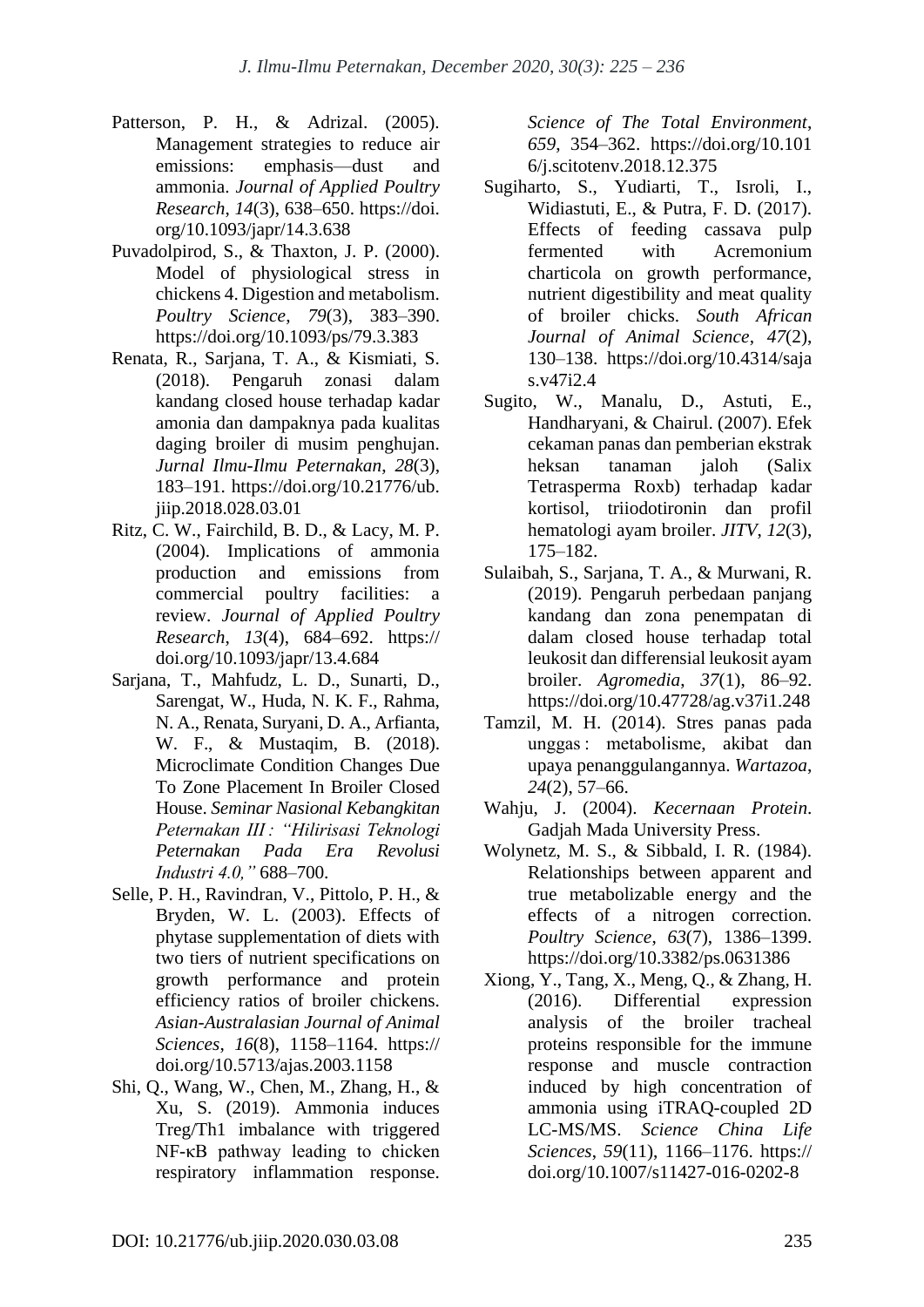Patterson, P. H., & Adrizal. (2005). Management strategies to reduce air emissions: emphasis—dust and ammonia. *Journal of Applied Poultry Research*, *14*(3), 638–650. https://doi.org/10.1093/japr/14.3.638

Puvadolpirod, S., & Thaxton, J. P. (2000). Model of physiological stress in chickens 4. Digestion and metabolism. *Poultry Science*, *79*(3), 383–390. https://doi.org/10.1093/ps/79.3.383

Renata, R., Sarjana, T. A., & Kismiati, S. (2018). Pengaruh zonasi dalam kandang closed house terhadap kadar amonia dan dampaknya pada kualitas daging broiler di musim penghujan. *Jurnal Ilmu-Ilmu Peternakan*, *28*(3), 183–191. https://doi.org/10.21776/ub.jiip.2018.028.03.01

Ritz, C. W., Fairchild, B. D., & Lacy, M. P. (2004). Implications of ammonia production and emissions from commercial poultry facilities: a review. *Journal of Applied Poultry Research*, *13*(4), 684–692. https://doi.org/10.1093/japr/13.4.684

Sarjana, T., Mahfudz, L. D., Sunarti, D., Sarengat, W., Huda, N. K. F., Rahma, N. A., Renata, Suryani, D. A., Arfianta, W. F., & Mustaqim, B. (2018). Microclimate Condition Changes Due To Zone Placement In Broiler Closed House. *Seminar Nasional Kebangkitan Peternakan III : "Hilirisasi Teknologi Peternakan Pada Era Revolusi Industri 4.0,"* 688–700.

Selle, P. H., Ravindran, V., Pittolo, P. H., & Bryden, W. L. (2003). Effects of phytase supplementation of diets with two tiers of nutrient specifications on growth performance and protein efficiency ratios of broiler chickens. *Asian-Australasian Journal of Animal Sciences*, *16*(8), 1158–1164. https://doi.org/10.5713/ajas.2003.1158

Shi, Q., Wang, W., Chen, M., Zhang, H., & Xu, S. (2019). Ammonia induces Treg/Th1 imbalance with triggered NF-κB pathway leading to chicken respiratory inflammation response. *Science of The Total Environment*, *659*, 354–362. https://doi.org/10.1016/j.scitotenv.2018.12.375

Sugiharto, S., Yudiarti, T., Isroli, I., Widiastuti, E., & Putra, F. D. (2017). Effects of feeding cassava pulp fermented with Acremonium charticola on growth performance, nutrient digestibility and meat quality of broiler chicks. *South African Journal of Animal Science*, *47*(2), 130–138. https://doi.org/10.4314/sajas.v47i2.4

Sugito, W., Manalu, D., Astuti, E., Handharyani, & Chairul. (2007). Efek cekaman panas dan pemberian ekstrak heksan tanaman jaloh (Salix Tetrasperma Roxb) terhadap kadar kortisol, triiodotironin dan profil hematologi ayam broiler. *JITV*, *12*(3), 175–182.

Sulaibah, S., Sarjana, T. A., & Murwani, R. (2019). Pengaruh perbedaan panjang kandang dan zona penempatan di dalam closed house terhadap total leukosit dan differensial leukosit ayam broiler. *Agromedia*, *37*(1), 86–92. https://doi.org/10.47728/ag.v37i1.248

Tamzil, M. H. (2014). Stres panas pada unggas : metabolisme, akibat dan upaya penanggulangannya. *Wartazoa*, *24*(2), 57–66.

Wahju, J. (2004). *Kecernaan Protein*. Gadjah Mada University Press.

Wolynetz, M. S., & Sibbald, I. R. (1984). Relationships between apparent and true metabolizable energy and the effects of a nitrogen correction. *Poultry Science*, *63*(7), 1386–1399. https://doi.org/10.3382/ps.0631386

Xiong, Y., Tang, X., Meng, Q., & Zhang, H. (2016). Differential expression analysis of the broiler tracheal proteins responsible for the immune response and muscle contraction induced by high concentration of ammonia using iTRAQ-coupled 2D LC-MS/MS. *Science China Life Sciences*, *59*(11), 1166–1176. https://doi.org/10.1007/s11427-016-0202-8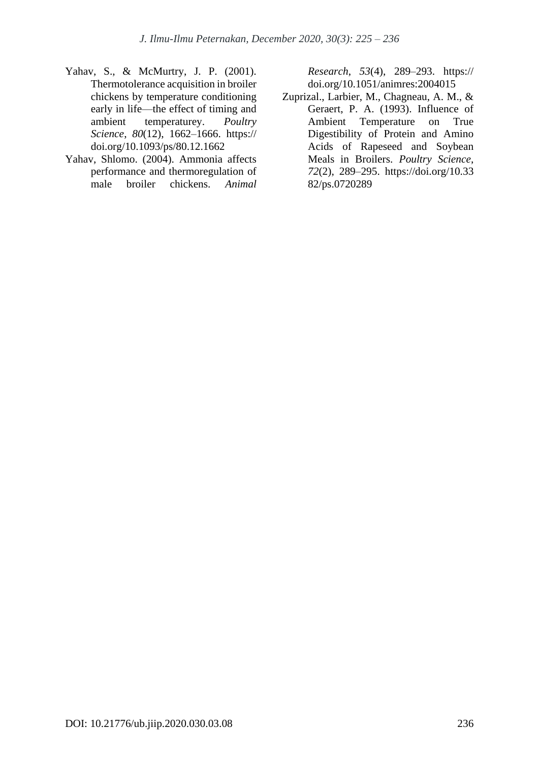Yahav, S., & McMurtry, J. P. (2001). Thermotolerance acquisition in broiler chickens by temperature conditioning early in life—the effect of timing and ambient temperaturey. *Poultry Science*, *80*(12), 1662–1666. https://doi.org/10.1093/ps/80.12.1662

Yahav, Shlomo. (2004). Ammonia affects performance and thermoregulation of male broiler chickens. *Animal Research*, *53*(4), 289–293. https://doi.org/10.1051/animres:2004015

Zuprizal., Larbier, M., Chagneau, A. M., & Geraert, P. A. (1993). Influence of Ambient Temperature on True Digestibility of Protein and Amino Acids of Rapeseed and Soybean Meals in Broilers. *Poultry Science*, *72*(2), 289–295. https://doi.org/10.3382/ps.0720289